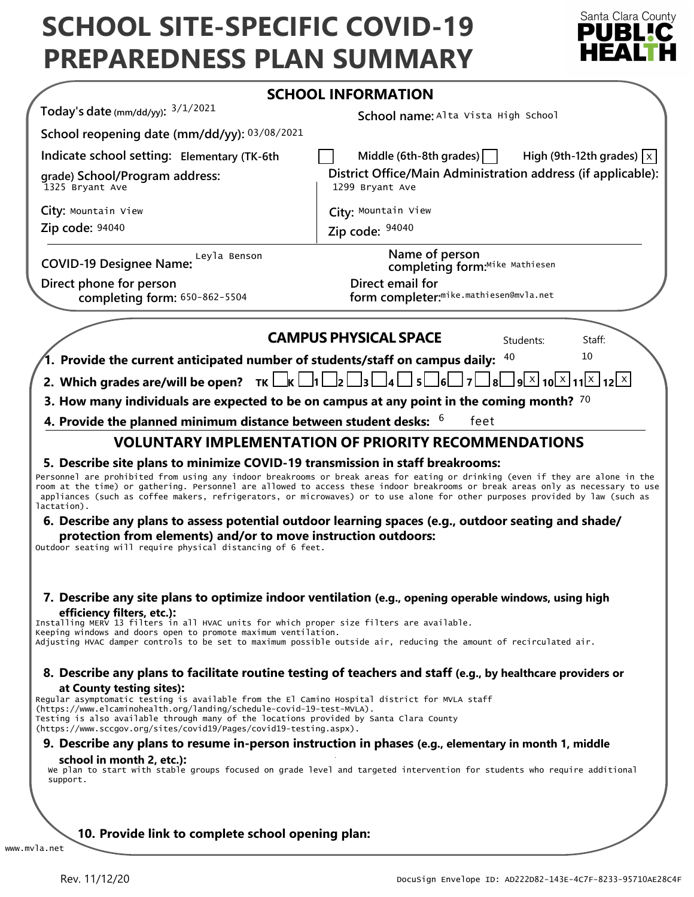# SCHOOL SITE-SPECIFIC COVID-19 PREPAREDNESS PLAN SUMMARY

Santa Clara County **PUBLIC HEALTH**

## SCHOOL INFORMATION

**Today's date** (mm/dd/yy): 3/1/2021

**School name:** Alta Vista High School

**School reopening date (mm/dd/yy):** 03/08/2021

**Indicate school setting:** Elementary (TK-6th grade) [ ] Middle (6th-8th grades) [ ] High (9th-12th grades) [x]

**School/Program address:** 1325 Bryant Ave

**City:** Mountain View

**Zip code:** 94040

**District Office/Main Administration address (if applicable):** 1299 Bryant Ave

**City:** Mountain View

**Zip code:** 94040

**COVID-19 Designee Name:** Leyla Benson

**Name of person completing form:** Mike Mathiesen

**Direct phone for person completing form:** 650-862-5504

**Direct email for form completer:** mike.mathiesen@mvla.net

## CAMPUS PHYSICAL SPACE

**1. Provide the current anticipated number of students/staff on campus daily:** Students: 40 Staff: 10

**2. Which grades are/will be open?** TK [ ] K [ ] 1 [ ] 2 [ ] 3 [ ] 4 [ ] 5 [ ] 6 [ ] 7 [ ] 8 [ ] 9 [x] 10 [x] 11 [x] 12 [x]

**3. How many individuals are expected to be on campus at any point in the coming month?** 70

**4. Provide the planned minimum distance between student desks:** 6 feet

## VOLUNTARY IMPLEMENTATION OF PRIORITY RECOMMENDATIONS

**5. Describe site plans to minimize COVID-19 transmission in staff breakrooms:**

Personnel are prohibited from using any indoor breakrooms or break areas for eating or drinking (even if they are alone in the room at the time) or gathering. Personnel are allowed to access these indoor breakrooms or break areas only as necessary to use appliances (such as coffee makers, refrigerators, or microwaves) or to use alone for other purposes provided by law (such as lactation).

**6. Describe any plans to assess potential outdoor learning spaces (e.g., outdoor seating and shade/ protection from elements) and/or to move instruction outdoors:**

Outdoor seating will require physical distancing of 6 feet.

**7. Describe any site plans to optimize indoor ventilation (e.g., opening operable windows, using high efficiency filters, etc.):**

Installing MERV 13 filters in all HVAC units for which proper size filters are available.
Keeping windows and doors open to promote maximum ventilation.
Adjusting HVAC damper controls to be set to maximum possible outside air, reducing the amount of recirculated air.

**8. Describe any plans to facilitate routine testing of teachers and staff (e.g., by healthcare providers or at County testing sites):**

Regular asymptomatic testing is available from the El Camino Hospital district for MVLA staff (https://www.elcaminohealth.org/landing/schedule-covid-19-test-MVLA).
Testing is also available through many of the locations provided by Santa Clara County (https://www.sccgov.org/sites/covid19/Pages/covid19-testing.aspx).

**9. Describe any plans to resume in-person instruction in phases (e.g., elementary in month 1, middle school in month 2, etc.):**

We plan to start with stable groups focused on grade level and targeted intervention for students who require additional support.

**10. Provide link to complete school opening plan:**

www.mvla.net

Rev. 11/12/20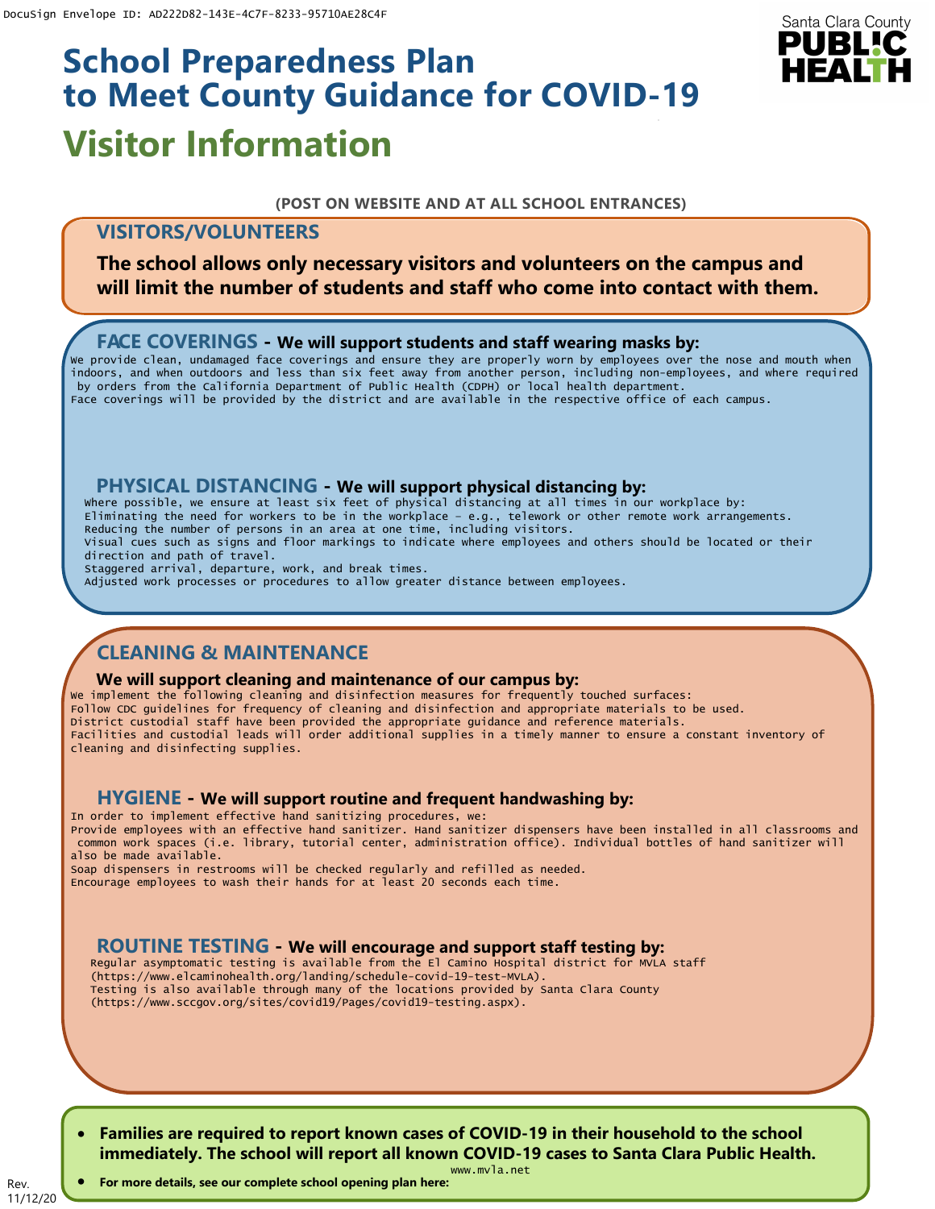# School Preparedness Plan to Meet County Guidance for COVID-19

## Visitor Information

**(POST ON WEBSITE AND AT ALL SCHOOL ENTRANCES)**

### VISITORS/VOLUNTEERS

**The school allows only necessary visitors and volunteers on the campus and will limit the number of students and staff who come into contact with them.**

### FACE COVERINGS - We will support students and staff wearing masks by:

We provide clean, undamaged face coverings and ensure they are properly worn by employees over the nose and mouth when indoors, and when outdoors and less than six feet away from another person, including non-employees, and where required by orders from the California Department of Public Health (CDPH) or local health department.
Face coverings will be provided by the district and are available in the respective office of each campus.

### PHYSICAL DISTANCING - We will support physical distancing by:

Where possible, we ensure at least six feet of physical distancing at all times in our workplace by:
Eliminating the need for workers to be in the workplace – e.g., telework or other remote work arrangements.
Reducing the number of persons in an area at one time, including visitors.
Visual cues such as signs and floor markings to indicate where employees and others should be located or their direction and path of travel.
Staggered arrival, departure, work, and break times.
Adjusted work processes or procedures to allow greater distance between employees.

### CLEANING & MAINTENANCE

**We will support cleaning and maintenance of our campus by:**

We implement the following cleaning and disinfection measures for frequently touched surfaces:
Follow CDC guidelines for frequency of cleaning and disinfection and appropriate materials to be used.
District custodial staff have been provided the appropriate guidance and reference materials.
Facilities and custodial leads will order additional supplies in a timely manner to ensure a constant inventory of cleaning and disinfecting supplies.

### HYGIENE - We will support routine and frequent handwashing by:

In order to implement effective hand sanitizing procedures, we:
Provide employees with an effective hand sanitizer. Hand sanitizer dispensers have been installed in all classrooms and common work spaces (i.e. library, tutorial center, administration office). Individual bottles of hand sanitizer will also be made available.
Soap dispensers in restrooms will be checked regularly and refilled as needed.
Encourage employees to wash their hands for at least 20 seconds each time.

### ROUTINE TESTING - We will encourage and support staff testing by:

Regular asymptomatic testing is available from the El Camino Hospital district for MVLA staff (https://www.elcaminohealth.org/landing/schedule-covid-19-test-MVLA).
Testing is also available through many of the locations provided by Santa Clara County (https://www.sccgov.org/sites/covid19/Pages/covid19-testing.aspx).

- **Families are required to report known cases of COVID-19 in their household to the school immediately. The school will report all known COVID-19 cases to Santa Clara Public Health.**
- **For more details, see our complete school opening plan here:** www.mvla.net

Rev. 11/12/20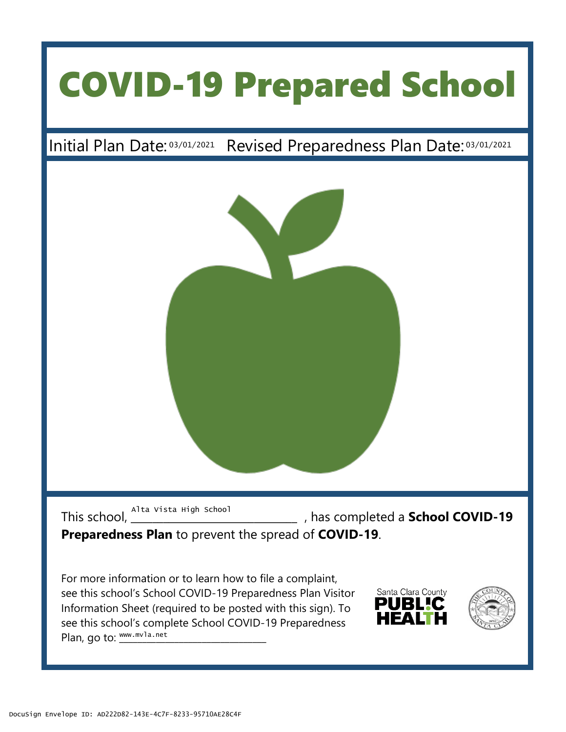# COVID-19 Prepared School

Initial Plan Date: 03/01/2021 Revised Preparedness Plan Date: 03/01/2021

This school, Alta Vista High School, has completed a **School COVID-19 Preparedness Plan** to prevent the spread of **COVID-19**.

For more information or to learn how to file a complaint, see this school's School COVID-19 Preparedness Plan Visitor Information Sheet (required to be posted with this sign). To see this school's complete School COVID-19 Preparedness Plan, go to: www.mvla.net

Santa Clara County PUBLIC HEALTH

DocuSign Envelope ID: AD222D82-143E-4C7F-8233-95710AE28C4F